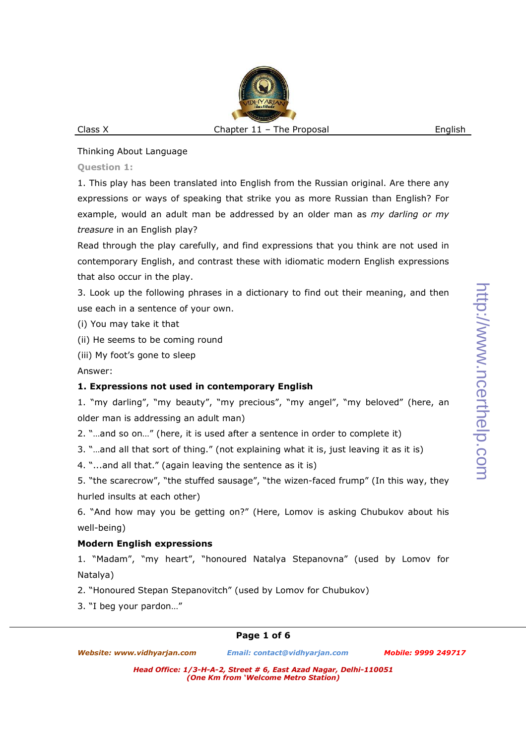Thinking About Language

**Question 1:**

1. This play has been translated into English from the Russian original. Are there any expressions or ways of speaking that strike you as more Russian than English? For example, would an adult man be addressed by an older man as *my darling or my treasure* in an English play?

Read through the play carefully, and find expressions that you think are not used in contemporary English, and contrast these with idiomatic modern English expressions that also occur in the play.

3. Look up the following phrases in a dictionary to find out their meaning, and then use each in a sentence of your own.

(i) You may take it that

(ii) He seems to be coming round

(iii) My foot's gone to sleep

Answer:

**1. Expressions not used in contemporary English**

1. "my darling", "my beauty", "my precious", "my angel", "my beloved" (here, an older man is addressing an adult man)
2. "…and so on…" (here, it is used after a sentence in order to complete it)
3. "…and all that sort of thing." (not explaining what it is, just leaving it as it is)
4. "...and all that." (again leaving the sentence as it is)
5. "the scarecrow", "the stuffed sausage", "the wizen-faced frump" (In this way, they hurled insults at each other)
6. "And how may you be getting on?" (Here, Lomov is asking Chubukov about his well-being)

**Modern English expressions**

1. "Madam", "my heart", "honoured Natalya Stepanovna" (used by Lomov for Natalya)
2. "Honoured Stepan Stepanovitch" (used by Lomov for Chubukov)
3. "I beg your pardon…"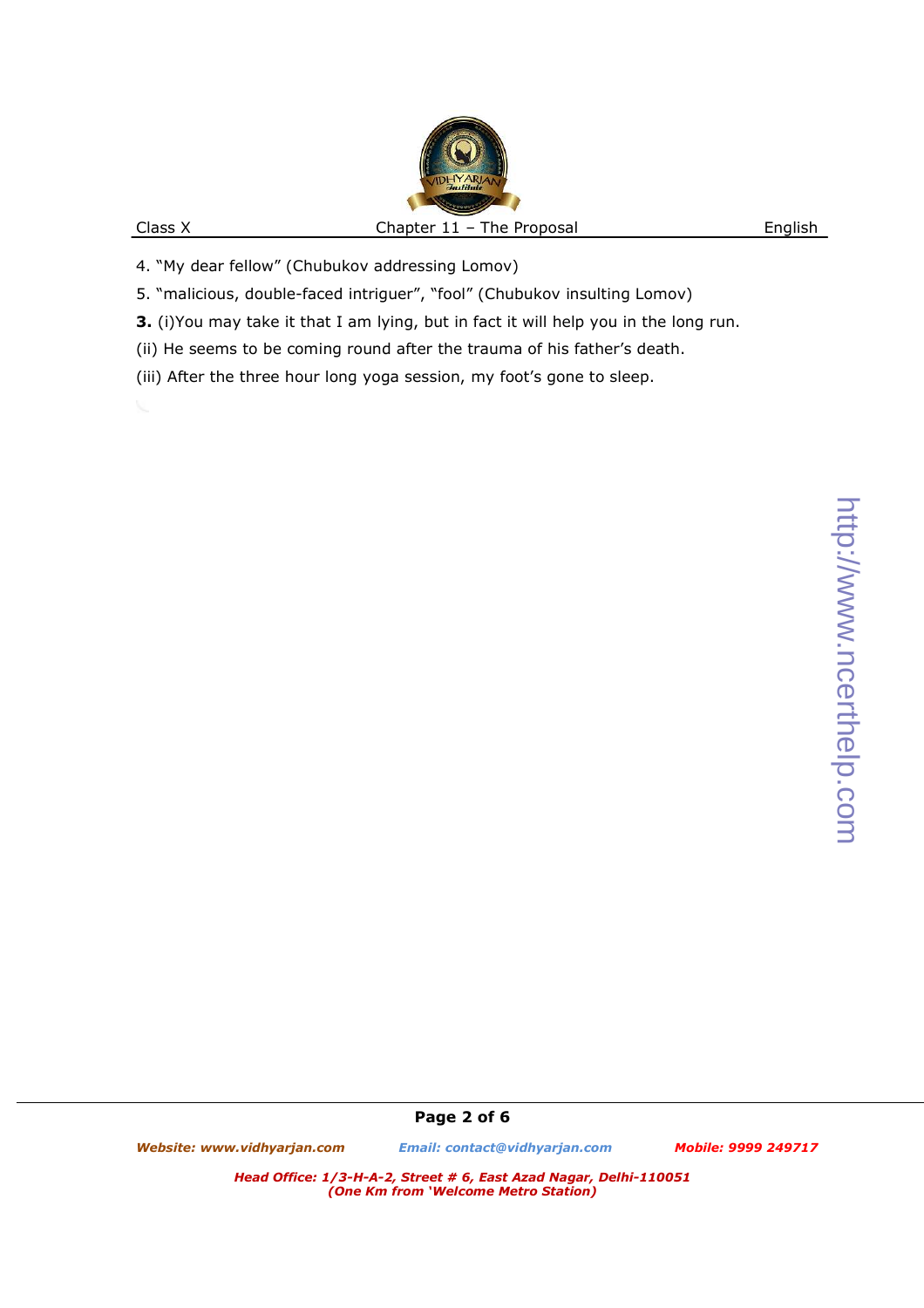4. "My dear fellow" (Chubukov addressing Lomov)

5. "malicious, double-faced intriguer", "fool" (Chubukov insulting Lomov)

**3.** (i)You may take it that I am lying, but in fact it will help you in the long run.

(ii) He seems to be coming round after the trauma of his father's death.

(iii) After the three hour long yoga session, my foot's gone to sleep.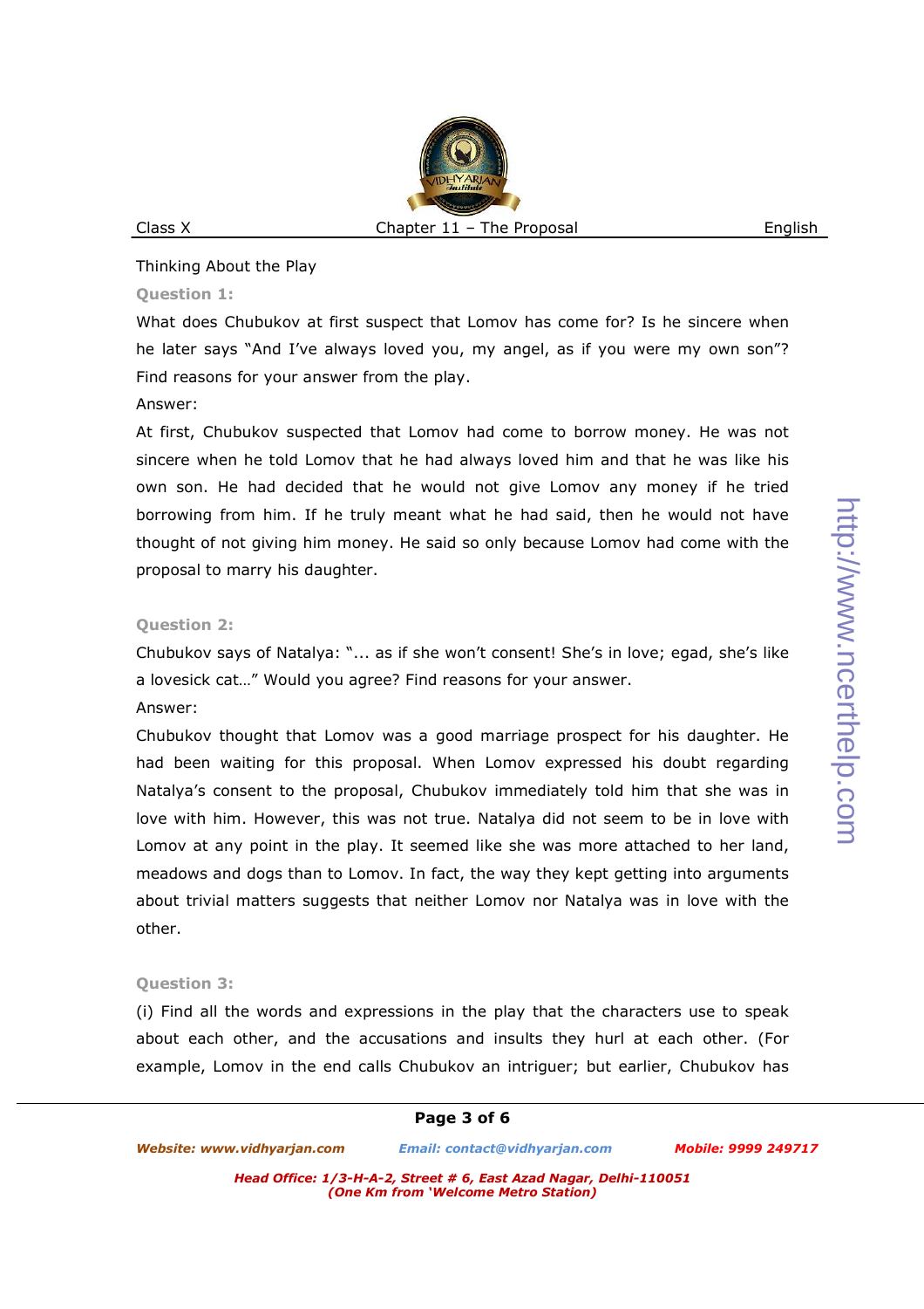Thinking About the Play

**Question 1:**

What does Chubukov at first suspect that Lomov has come for? Is he sincere when he later says "And I've always loved you, my angel, as if you were my own son"? Find reasons for your answer from the play.

Answer:

At first, Chubukov suspected that Lomov had come to borrow money. He was not sincere when he told Lomov that he had always loved him and that he was like his own son. He had decided that he would not give Lomov any money if he tried borrowing from him. If he truly meant what he had said, then he would not have thought of not giving him money. He said so only because Lomov had come with the proposal to marry his daughter.

**Question 2:**

Chubukov says of Natalya: "... as if she won't consent! She's in love; egad, she's like a lovesick cat…" Would you agree? Find reasons for your answer.

Answer:

Chubukov thought that Lomov was a good marriage prospect for his daughter. He had been waiting for this proposal. When Lomov expressed his doubt regarding Natalya's consent to the proposal, Chubukov immediately told him that she was in love with him. However, this was not true. Natalya did not seem to be in love with Lomov at any point in the play. It seemed like she was more attached to her land, meadows and dogs than to Lomov. In fact, the way they kept getting into arguments about trivial matters suggests that neither Lomov nor Natalya was in love with the other.

**Question 3:**

(i) Find all the words and expressions in the play that the characters use to speak about each other, and the accusations and insults they hurl at each other. (For example, Lomov in the end calls Chubukov an intriguer; but earlier, Chubukov has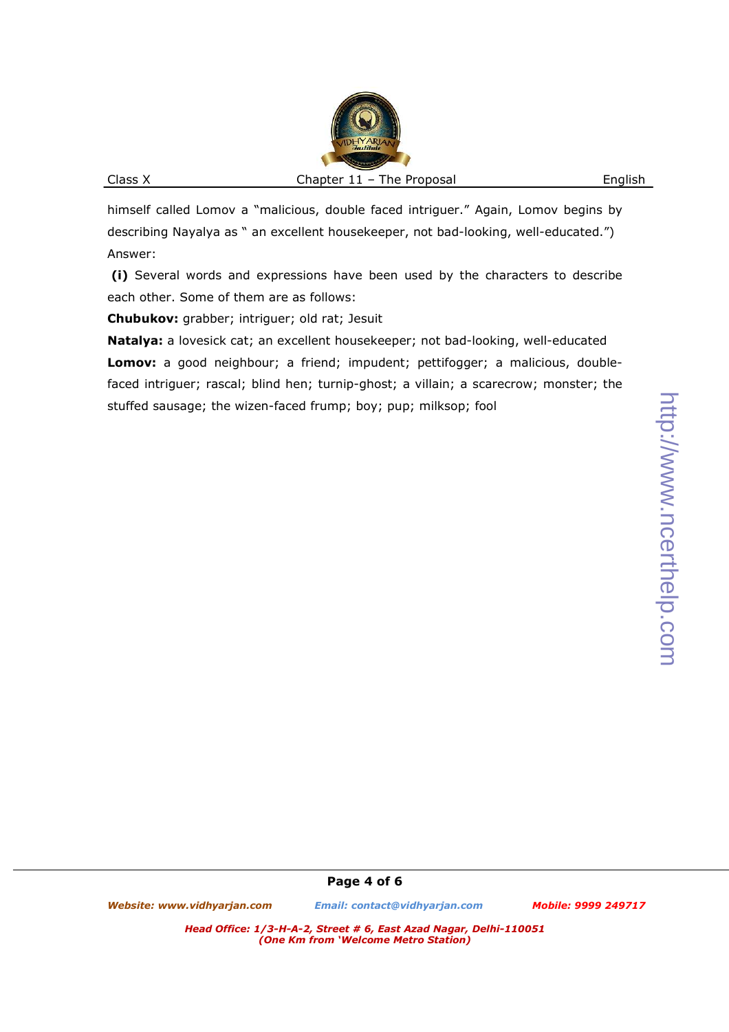himself called Lomov a "malicious, double faced intriguer." Again, Lomov begins by describing Nayalya as " an excellent housekeeper, not bad-looking, well-educated.")

Answer:

**(i)** Several words and expressions have been used by the characters to describe each other. Some of them are as follows:

**Chubukov:** grabber; intriguer; old rat; Jesuit

**Natalya:** a lovesick cat; an excellent housekeeper; not bad-looking, well-educated

**Lomov:** a good neighbour; a friend; impudent; pettifogger; a malicious, double-faced intriguer; rascal; blind hen; turnip-ghost; a villain; a scarecrow; monster; the stuffed sausage; the wizen-faced frump; boy; pup; milksop; fool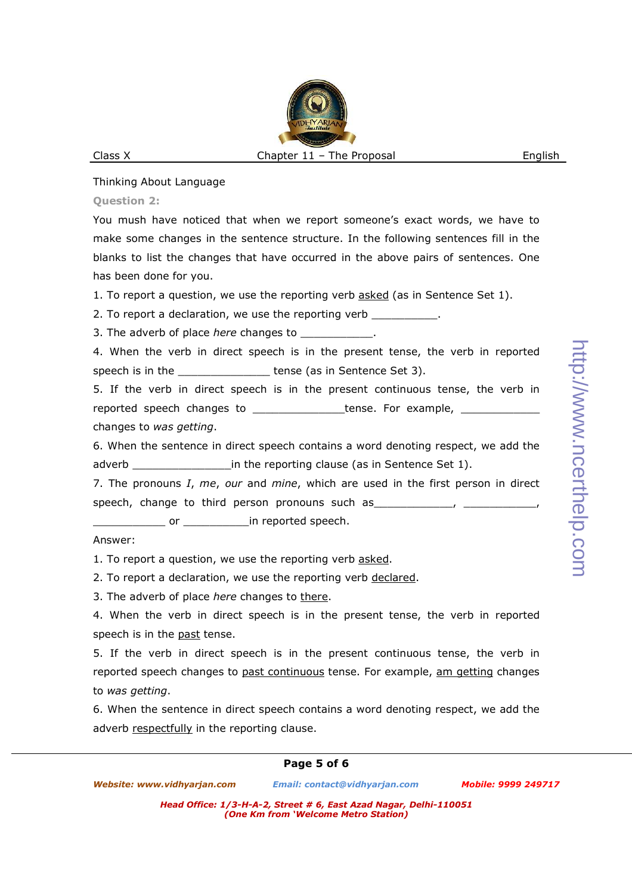Thinking About Language

**Question 2:**

You mush have noticed that when we report someone's exact words, we have to make some changes in the sentence structure. In the following sentences fill in the blanks to list the changes that have occurred in the above pairs of sentences. One has been done for you.

1. To report a question, we use the reporting verb <u>asked</u> (as in Sentence Set 1).
2. To report a declaration, we use the reporting verb ___________.
3. The adverb of place *here* changes to ____________.
4. When the verb in direct speech is in the present tense, the verb in reported speech is in the _______________ tense (as in Sentence Set 3).
5. If the verb in direct speech is in the present continuous tense, the verb in reported speech changes to _______________tense. For example, _____________ changes to *was getting*.
6. When the sentence in direct speech contains a word denoting respect, we add the adverb ________________in the reporting clause (as in Sentence Set 1).
7. The pronouns *I*, *me*, *our* and *mine*, which are used in the first person in direct speech, change to third person pronouns such as_____________, ____________, ____________ or ___________in reported speech.

Answer:

1. To report a question, we use the reporting verb <u>asked</u>.
2. To report a declaration, we use the reporting verb <u>declared</u>.
3. The adverb of place *here* changes to <u>there</u>.
4. When the verb in direct speech is in the present tense, the verb in reported speech is in the <u>past</u> tense.
5. If the verb in direct speech is in the present continuous tense, the verb in reported speech changes to <u>past continuous</u> tense. For example, <u>am getting</u> changes to *was getting*.
6. When the sentence in direct speech contains a word denoting respect, we add the adverb <u>respectfully</u> in the reporting clause.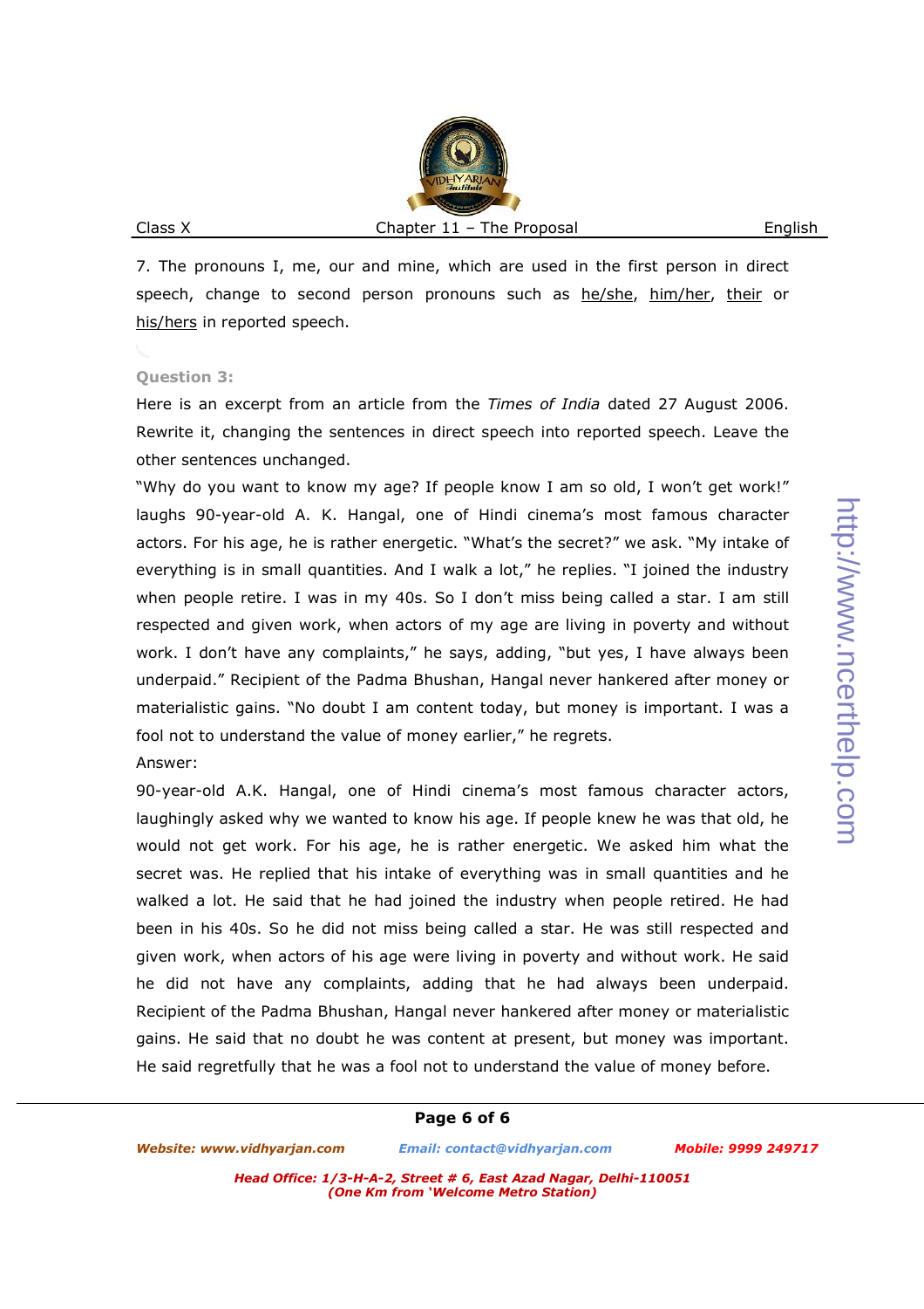7. The pronouns I, me, our and mine, which are used in the first person in direct speech, change to second person pronouns such as he/she, him/her, their or his/hers in reported speech.

**Question 3:**

Here is an excerpt from an article from the *Times of India* dated 27 August 2006. Rewrite it, changing the sentences in direct speech into reported speech. Leave the other sentences unchanged.

"Why do you want to know my age? If people know I am so old, I won't get work!" laughs 90-year-old A. K. Hangal, one of Hindi cinema's most famous character actors. For his age, he is rather energetic. "What's the secret?" we ask. "My intake of everything is in small quantities. And I walk a lot," he replies. "I joined the industry when people retire. I was in my 40s. So I don't miss being called a star. I am still respected and given work, when actors of my age are living in poverty and without work. I don't have any complaints," he says, adding, "but yes, I have always been underpaid." Recipient of the Padma Bhushan, Hangal never hankered after money or materialistic gains. "No doubt I am content today, but money is important. I was a fool not to understand the value of money earlier," he regrets.

Answer:

90-year-old A.K. Hangal, one of Hindi cinema's most famous character actors, laughingly asked why we wanted to know his age. If people knew he was that old, he would not get work. For his age, he is rather energetic. We asked him what the secret was. He replied that his intake of everything was in small quantities and he walked a lot. He said that he had joined the industry when people retired. He had been in his 40s. So he did not miss being called a star. He was still respected and given work, when actors of his age were living in poverty and without work. He said he did not have any complaints, adding that he had always been underpaid. Recipient of the Padma Bhushan, Hangal never hankered after money or materialistic gains. He said that no doubt he was content at present, but money was important. He said regretfully that he was a fool not to understand the value of money before.